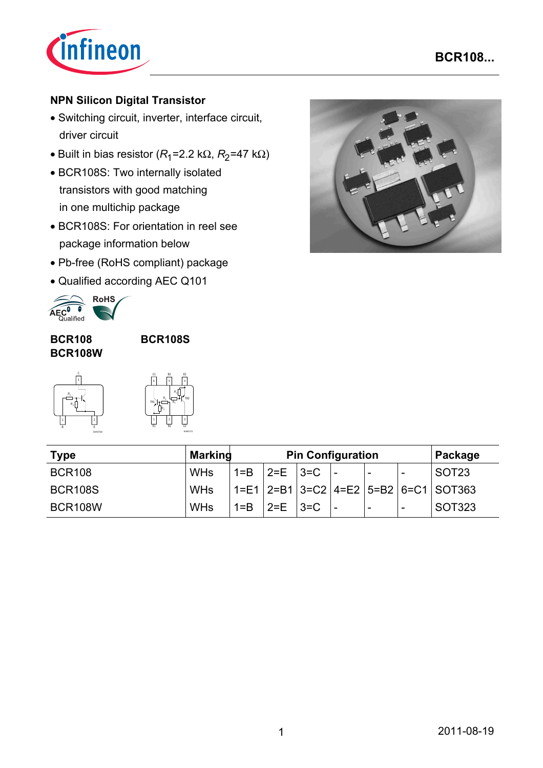# NPN Silicon Digital Transistor

- Switching circuit, inverter, interface circuit, driver circuit
- Built in bias resistor ($R_1$=2.2 kΩ, $R_2$=47 kΩ)
- BCR108S: Two internally isolated transistors with good matching in one multichip package
- BCR108S: For orientation in reel see package information below
- Pb-free (RoHS compliant) package
- Qualified according AEC Q101

**BCR108**
**BCR108W**

**BCR108S**

| Type | Marking | Pin Configuration | | | | | | Package |
|---|---|---|---|---|---|---|---|---|
| BCR108 | WHs | 1=B | 2=E | 3=C | - | - | - | SOT23 |
| BCR108S | WHs | 1=E1 | 2=B1 | 3=C2 | 4=E2 | 5=B2 | 6=C1 | SOT363 |
| BCR108W | WHs | 1=B | 2=E | 3=C | - | - | - | SOT323 |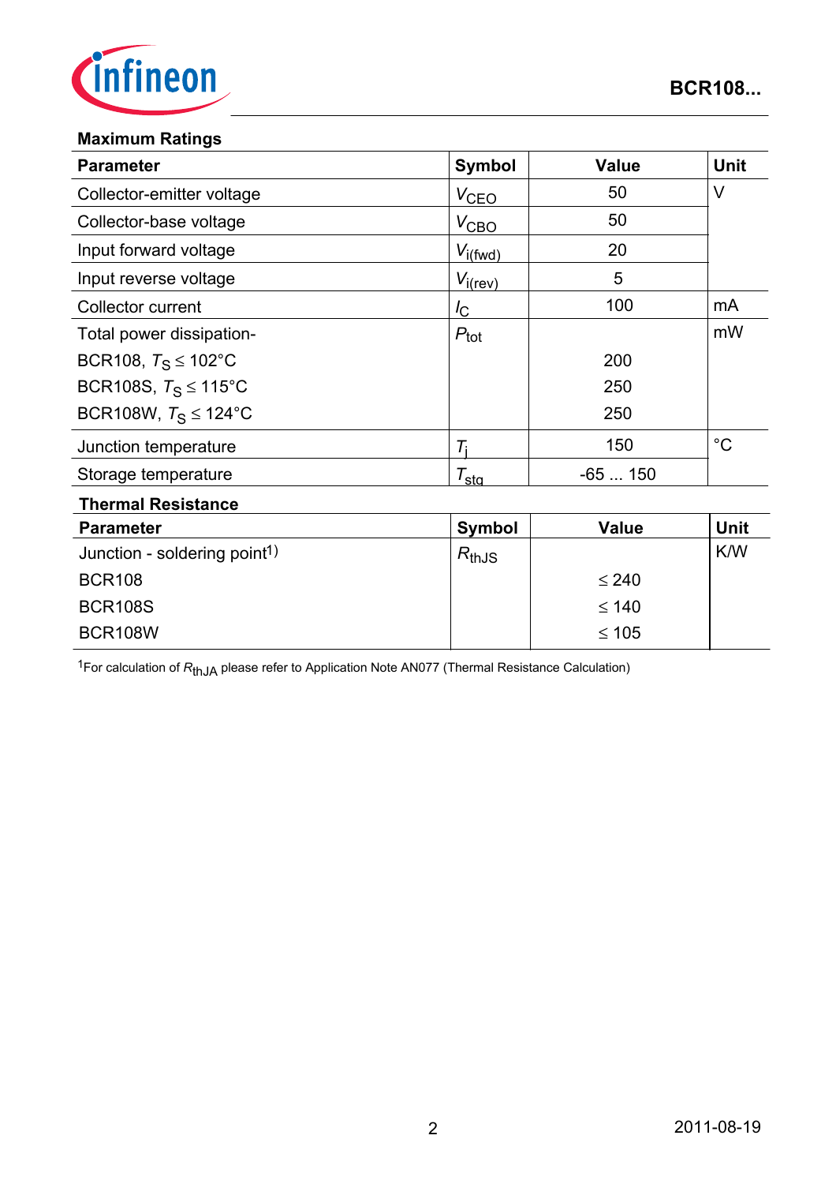## Maximum Ratings

| Parameter | Symbol | Value | Unit |
|---|---|---|---|
| Collector-emitter voltage | $V_{CEO}$ | 50 | V |
| Collector-base voltage | $V_{CBO}$ | 50 | |
| Input forward voltage | $V_{i(fwd)}$ | 20 | |
| Input reverse voltage | $V_{i(rev)}$ | 5 | |
| Collector current | $I_C$ | 100 | mA |
| Total power dissipation- | $P_{tot}$ | | mW |
| BCR108, $T_S \leq 102°C$ | | 200 | |
| BCR108S, $T_S \leq 115°C$ | | 250 | |
| BCR108W, $T_S \leq 124°C$ | | 250 | |
| Junction temperature | $T_j$ | 150 | °C |
| Storage temperature | $T_{stg}$ | -65 ... 150 | |

## Thermal Resistance

| Parameter | Symbol | Value | Unit |
|---|---|---|---|
| Junction - soldering point[1] | $R_{thJS}$ | | K/W |
| BCR108 | | ≤ 240 | |
| BCR108S | | ≤ 140 | |
| BCR108W | | ≤ 105 | |

[1]For calculation of $R_{thJA}$ please refer to Application Note AN077 (Thermal Resistance Calculation)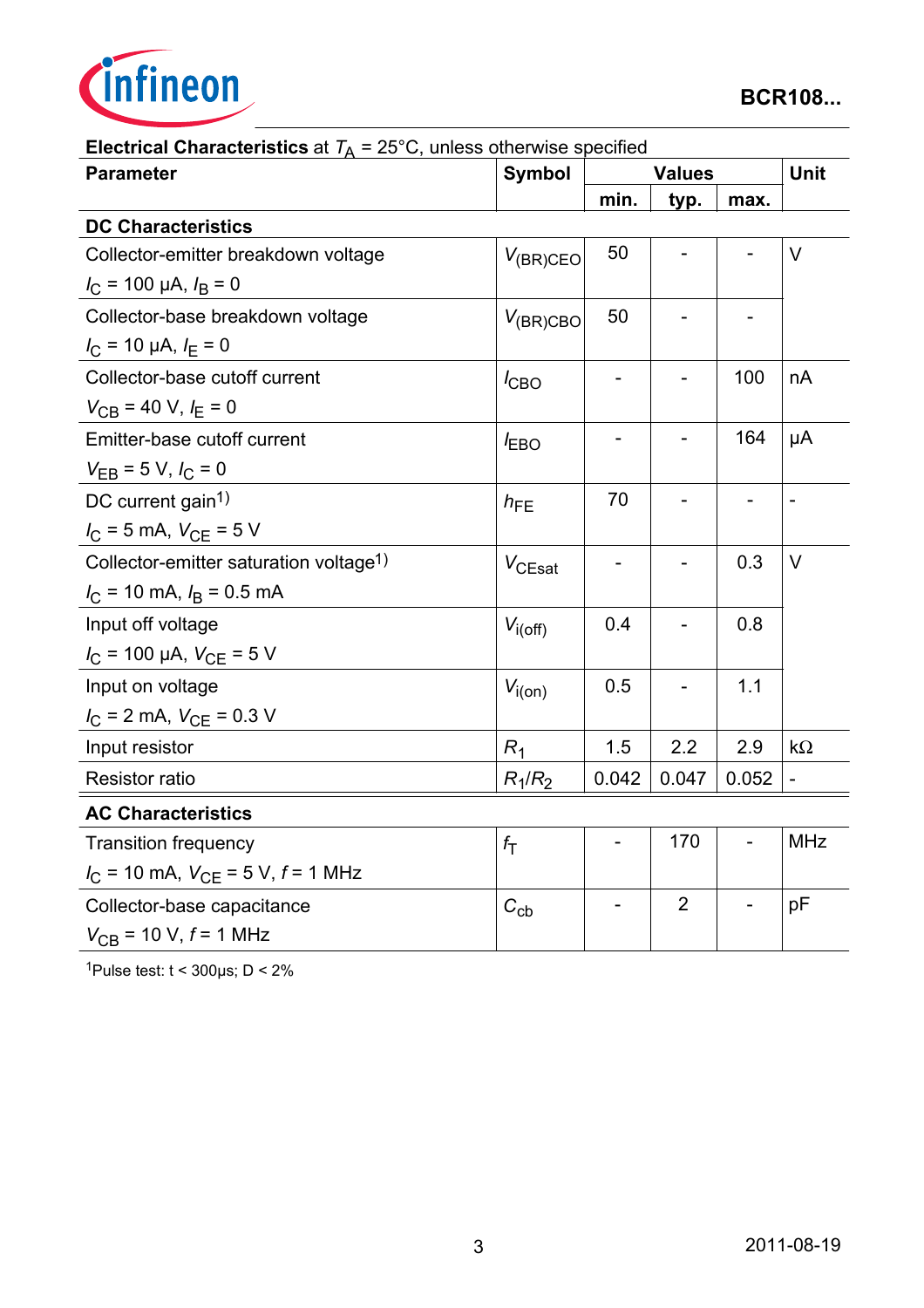**Electrical Characteristics** at $T_A$ = 25°C, unless otherwise specified

| Parameter | Symbol | Values | | | Unit |
|---|---|---|---|---|---|
| | | min. | typ. | max. | |
| **DC Characteristics** | | | | | |
| Collector-emitter breakdown voltage<br>$I_C$ = 100 µA, $I_B$ = 0 | $V_{(BR)CEO}$ | 50 | - | - | V |
| Collector-base breakdown voltage<br>$I_C$ = 10 µA, $I_E$ = 0 | $V_{(BR)CBO}$ | 50 | - | - | |
| Collector-base cutoff current<br>$V_{CB}$ = 40 V, $I_E$ = 0 | $I_{CBO}$ | - | - | 100 | nA |
| Emitter-base cutoff current<br>$V_{EB}$ = 5 V, $I_C$ = 0 | $I_{EBO}$ | - | - | 164 | µA |
| DC current gain[1]<br>$I_C$ = 5 mA, $V_{CE}$ = 5 V | $h_{FE}$ | 70 | - | - | - |
| Collector-emitter saturation voltage[1]<br>$I_C$ = 10 mA, $I_B$ = 0.5 mA | $V_{CEsat}$ | - | - | 0.3 | V |
| Input off voltage<br>$I_C$ = 100 µA, $V_{CE}$ = 5 V | $V_{i(off)}$ | 0.4 | - | 0.8 | |
| Input on voltage<br>$I_C$ = 2 mA, $V_{CE}$ = 0.3 V | $V_{i(on)}$ | 0.5 | - | 1.1 | |
| Input resistor | $R_1$ | 1.5 | 2.2 | 2.9 | kΩ |
| Resistor ratio | $R_1/R_2$ | 0.042 | 0.047 | 0.052 | - |
| **AC Characteristics** | | | | | |
| Transition frequency<br>$I_C$ = 10 mA, $V_{CE}$ = 5 V, $f$ = 1 MHz | $f_T$ | - | 170 | - | MHz |
| Collector-base capacitance<br>$V_{CB}$ = 10 V, $f$ = 1 MHz | $C_{cb}$ | - | 2 | - | pF |

[1]Pulse test: t < 300µs; D < 2%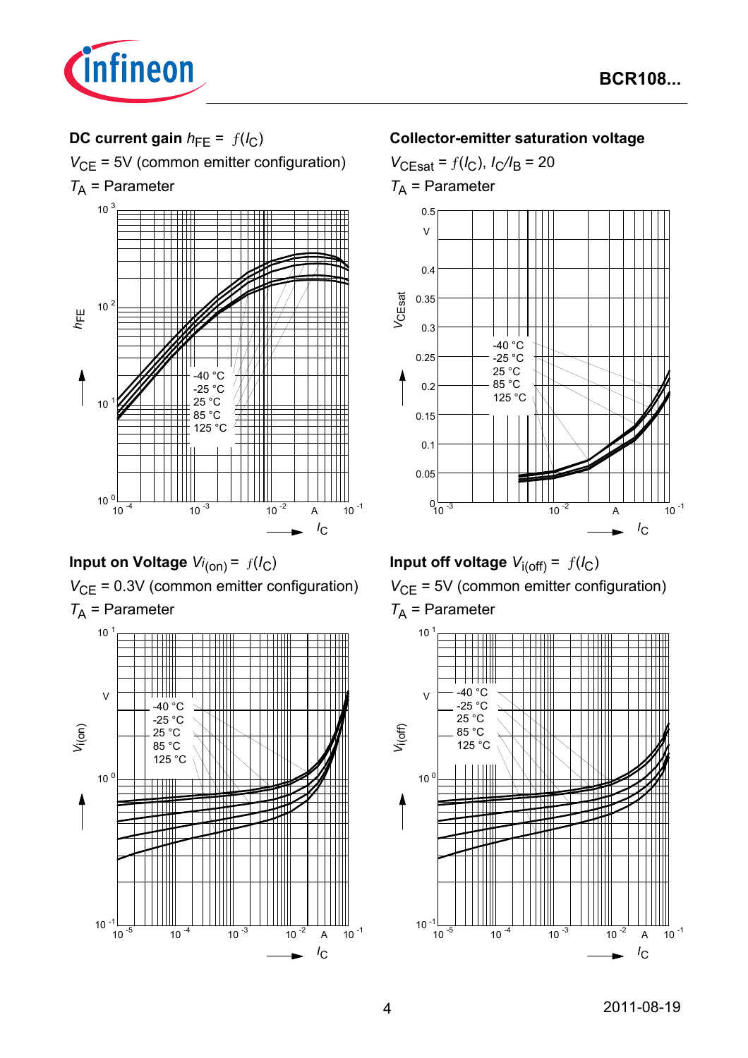**DC current gain $h_{FE}$ = $f(I_C)$**

$V_{CE}$ = 5V (common emitter configuration)

$T_A$ = Parameter

**Collector-emitter saturation voltage**

$V_{CEsat}$ = $f(I_C)$, $I_C/I_B$ = 20

$T_A$ = Parameter

**Input on Voltage $V_{i(on)}$ = $f(I_C)$**

$V_{CE}$ = 0.3V (common emitter configuration)

$T_A$ = Parameter

**Input off voltage $V_{i(off)}$ = $f(I_C)$**

$V_{CE}$ = 5V (common emitter configuration)

$T_A$ = Parameter

2011-08-19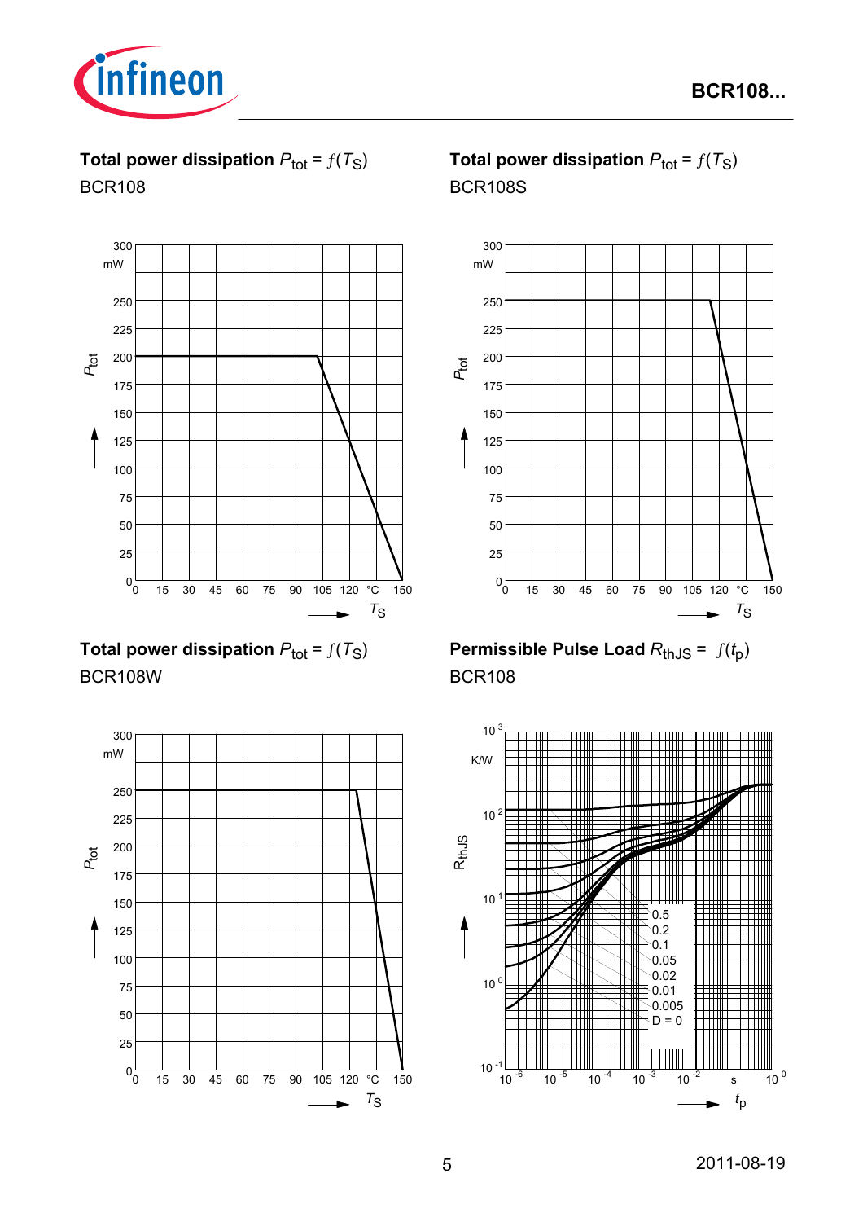**Total power dissipation $P_{tot} = f(T_S)$**

BCR108

**Total power dissipation $P_{tot} = f(T_S)$**

BCR108S

**Total power dissipation $P_{tot} = f(T_S)$**

BCR108W

**Permissible Pulse Load $R_{thJS} = f(t_p)$**

BCR108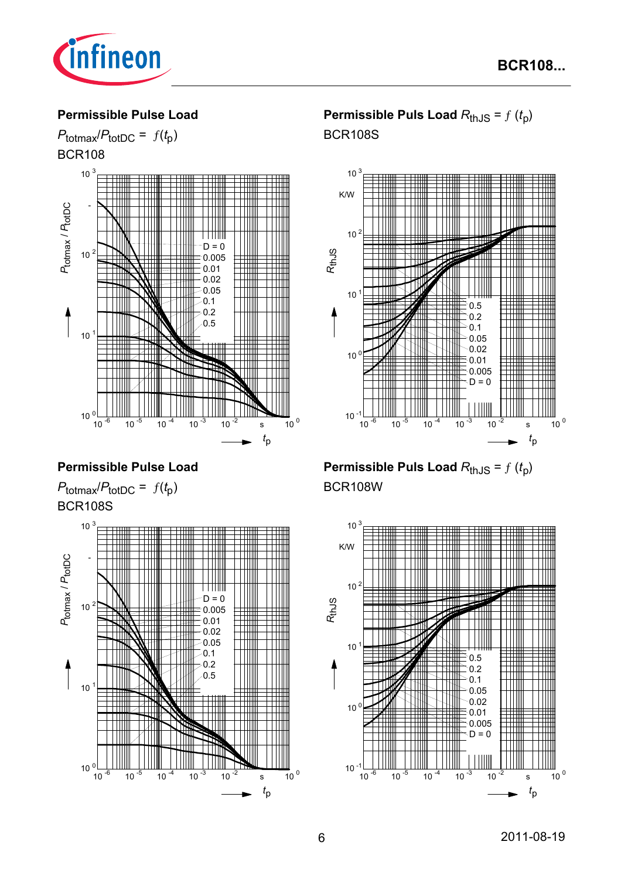## Permissible Pulse Load

$P_{totmax}/P_{totDC} = f(t_p)$

BCR108

## Permissible Puls Load $R_{thJS} = f(t_p)$

BCR108S

## Permissible Pulse Load

$P_{totmax}/P_{totDC} = f(t_p)$

BCR108S

## Permissible Puls Load $R_{thJS} = f(t_p)$

BCR108W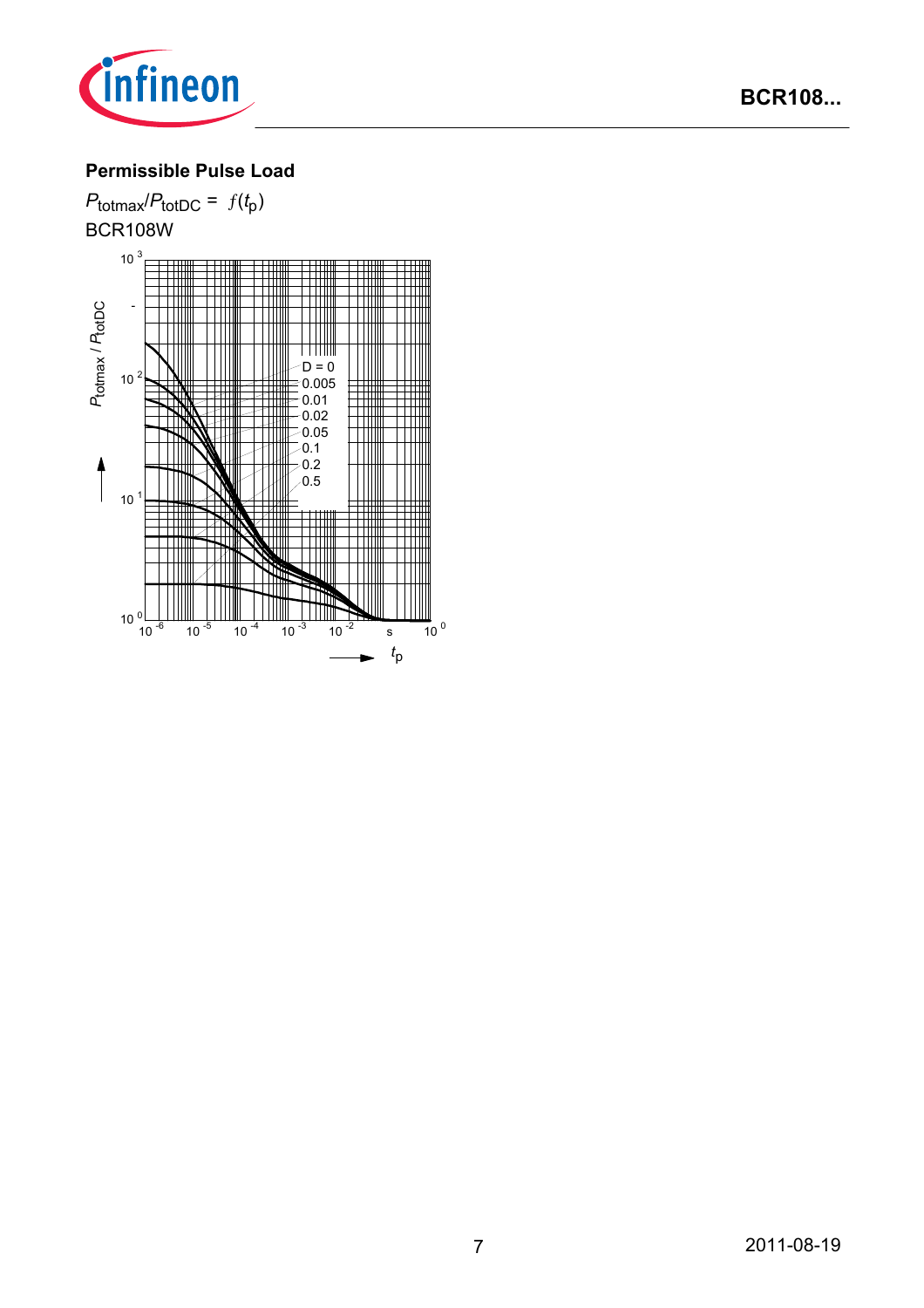**Permissible Pulse Load**

$P_{totmax}/P_{totDC} = f(t_p)$

BCR108W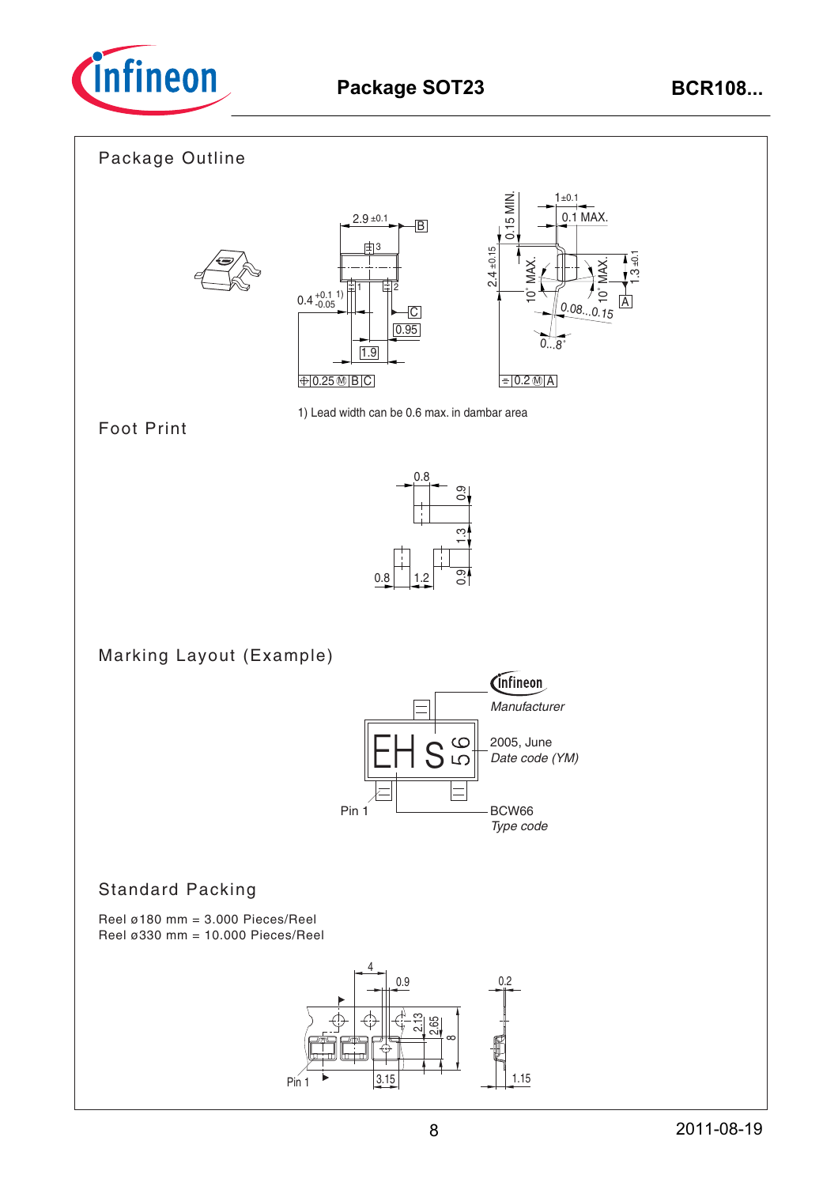# Package SOT23

## Package Outline

1) Lead width can be 0.6 max. in dambar area

## Foot Print

## Marking Layout (Example)

Manufacturer

2005, June
*Date code (YM)*

Pin 1

BCW66
*Type code*

## Standard Packing

Reel ø180 mm = 3.000 Pieces/Reel
Reel ø330 mm = 10.000 Pieces/Reel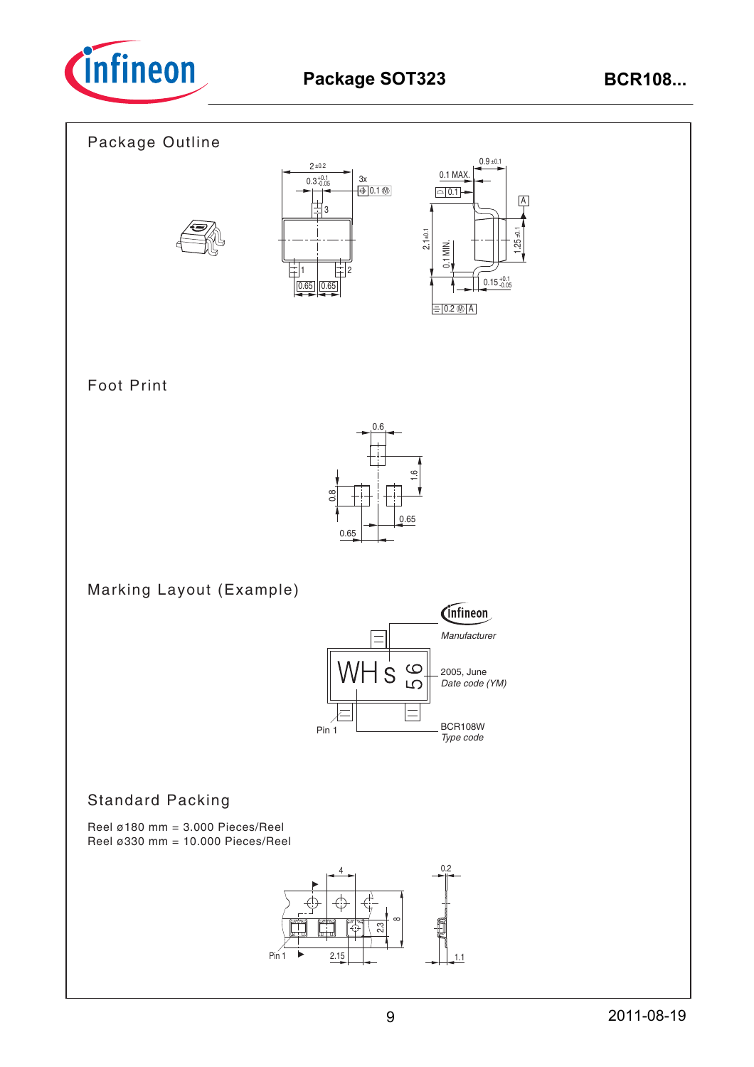## Package Outline

## Foot Print

## Marking Layout (Example)

## Standard Packing

Reel ø180 mm = 3.000 Pieces/Reel
Reel ø330 mm = 10.000 Pieces/Reel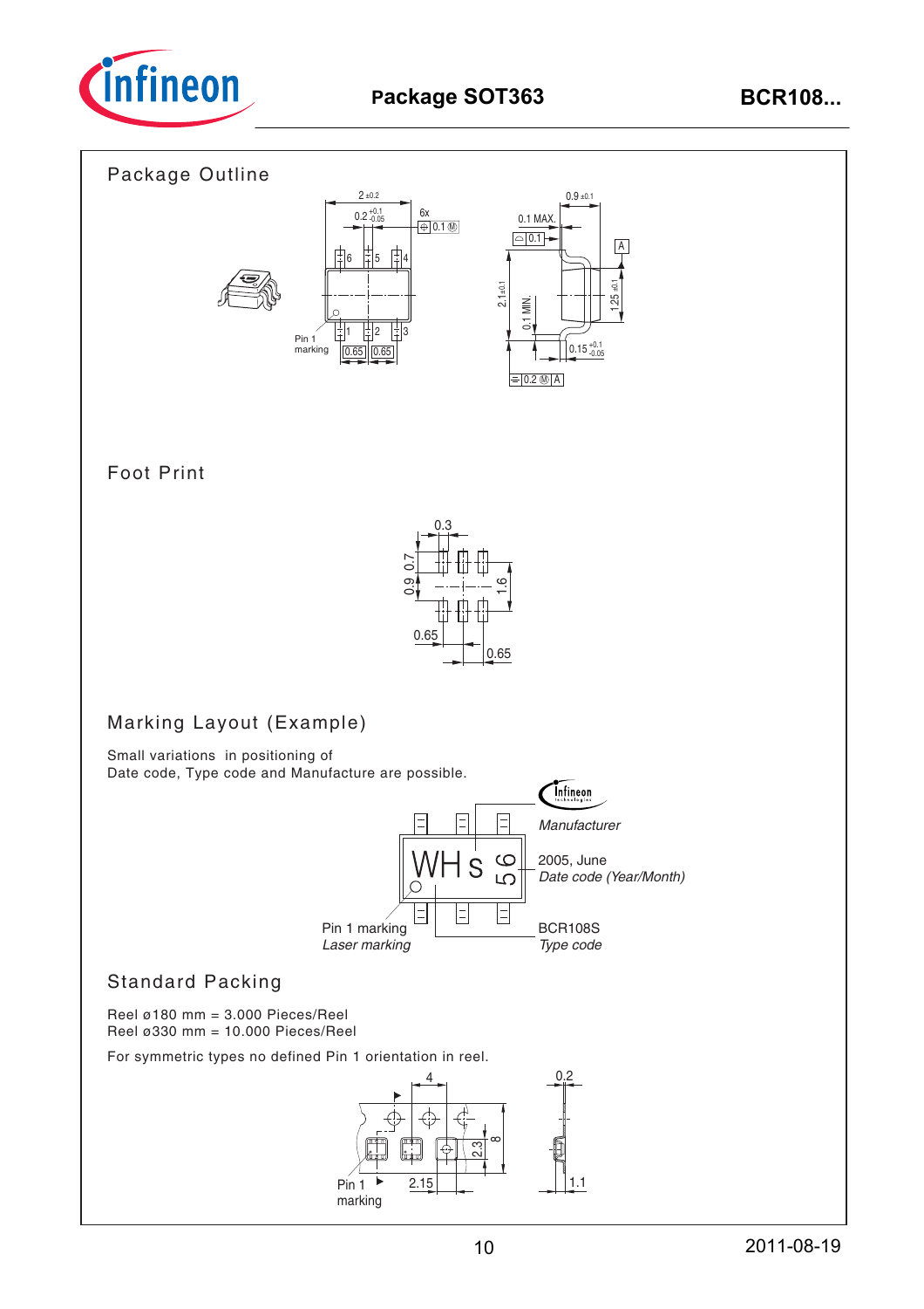# Package SOT363

## Package Outline

## Foot Print

## Marking Layout (Example)

Small variations in positioning of
Date code, Type code and Manufacture are possible.

Manufacturer

2005, June
*Date code (Year/Month)*

Pin 1 marking
*Laser marking*

BCR108S
*Type code*

## Standard Packing

Reel ø180 mm = 3.000 Pieces/Reel
Reel ø330 mm = 10.000 Pieces/Reel

For symmetric types no defined Pin 1 orientation in reel.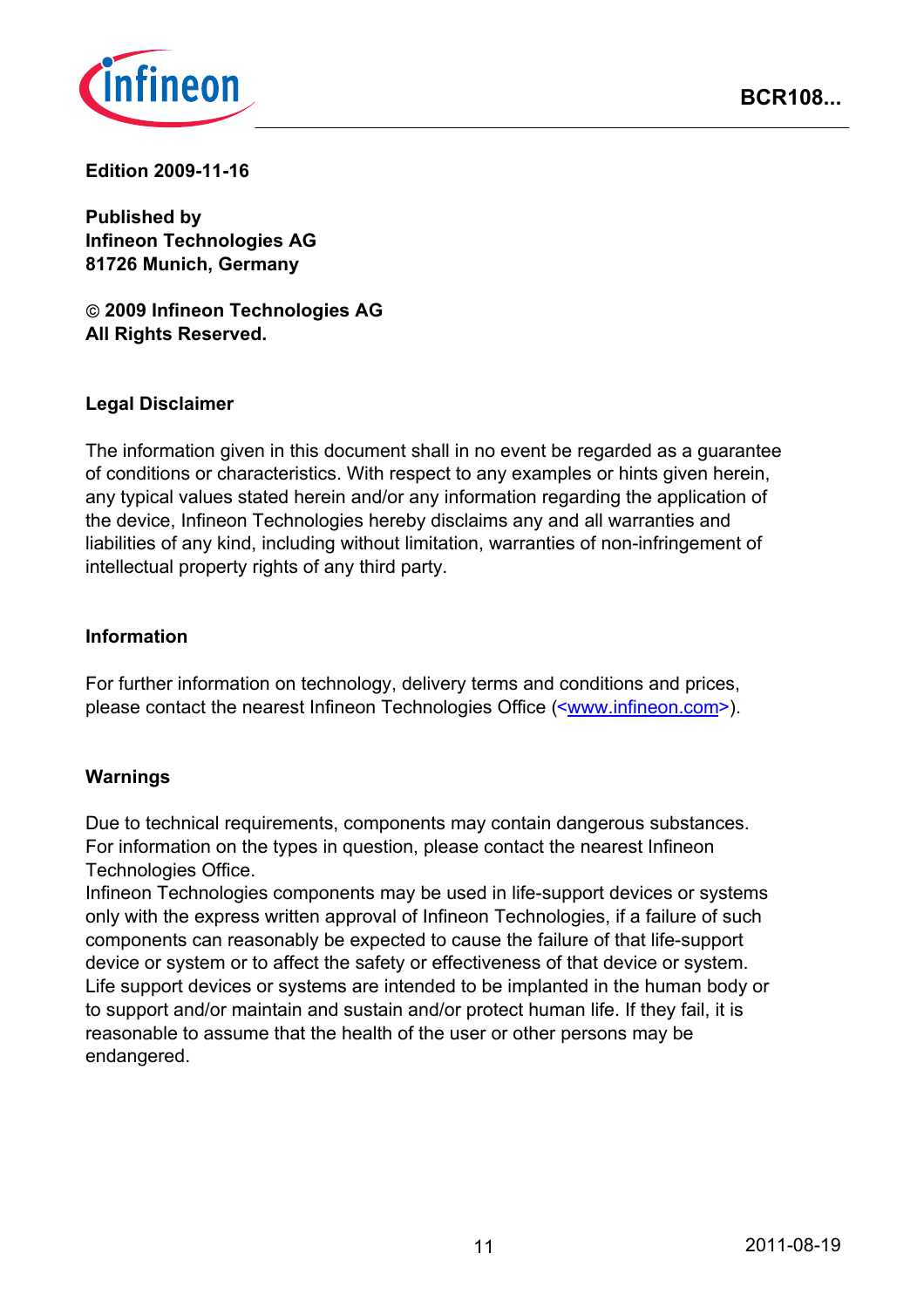**Edition 2009-11-16**

**Published by**
**Infineon Technologies AG**
**81726 Munich, Germany**

**© 2009 Infineon Technologies AG**
**All Rights Reserved.**

## Legal Disclaimer

The information given in this document shall in no event be regarded as a guarantee of conditions or characteristics. With respect to any examples or hints given herein, any typical values stated herein and/or any information regarding the application of the device, Infineon Technologies hereby disclaims any and all warranties and liabilities of any kind, including without limitation, warranties of non-infringement of intellectual property rights of any third party.

## Information

For further information on technology, delivery terms and conditions and prices, please contact the nearest Infineon Technologies Office (<www.infineon.com>).

## Warnings

Due to technical requirements, components may contain dangerous substances. For information on the types in question, please contact the nearest Infineon Technologies Office.
Infineon Technologies components may be used in life-support devices or systems only with the express written approval of Infineon Technologies, if a failure of such components can reasonably be expected to cause the failure of that life-support device or system or to affect the safety or effectiveness of that device or system. Life support devices or systems are intended to be implanted in the human body or to support and/or maintain and sustain and/or protect human life. If they fail, it is reasonable to assume that the health of the user or other persons may be endangered.